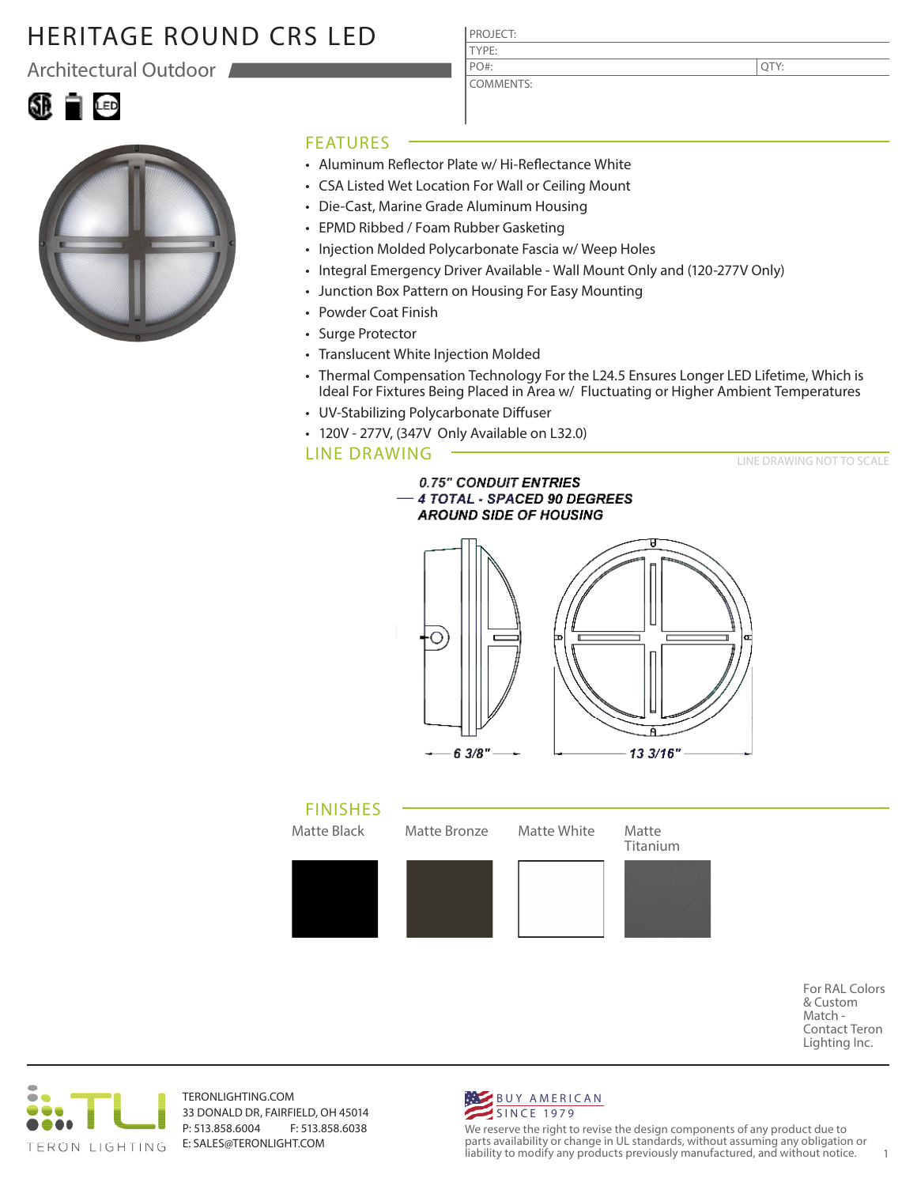# HERITAGE ROUND CRS LED

Architectural Outdoor

| PROJECT: | |
|---|---|
| TYPE: | |
| PO#: | QTY: |
| COMMENTS: | |

## FEATURES

- Aluminum Reflector Plate w/ Hi-Reflectance White
- CSA Listed Wet Location For Wall or Ceiling Mount
- Die-Cast, Marine Grade Aluminum Housing
- EPMD Ribbed / Foam Rubber Gasketing
- Injection Molded Polycarbonate Fascia w/ Weep Holes
- Integral Emergency Driver Available - Wall Mount Only and (120-277V Only)
- Junction Box Pattern on Housing For Easy Mounting
- Powder Coat Finish
- Surge Protector
- Translucent White Injection Molded
- Thermal Compensation Technology For the L24.5 Ensures Longer LED Lifetime, Which is Ideal For Fixtures Being Placed in Area w/ Fluctuating or Higher Ambient Temperatures
- UV-Stabilizing Polycarbonate Diffuser
- 120V - 277V, (347V Only Available on L32.0)

## LINE DRAWING

LINE DRAWING NOT TO SCALE

0.75" CONDUIT ENTRIES
4 TOTAL - SPACED 90 DEGREES
AROUND SIDE OF HOUSING

6 3/8"

13 3/16"

## FINISHES

Matte Black | Matte Bronze | Matte White | Matte Titanium

For RAL Colors & Custom Match - Contact Teron Lighting Inc.

TERON LIGHTING

TERONLIGHTING.COM
33 DONALD DR, FAIRFIELD, OH 45014
P: 513.858.6004 F: 513.858.6038
E: SALES@TERONLIGHT.COM

BUY AMERICAN
SINCE 1979

We reserve the right to revise the design components of any product due to parts availability or change in UL standards, without assuming any obligation or liability to modify any products previously manufactured, and without notice.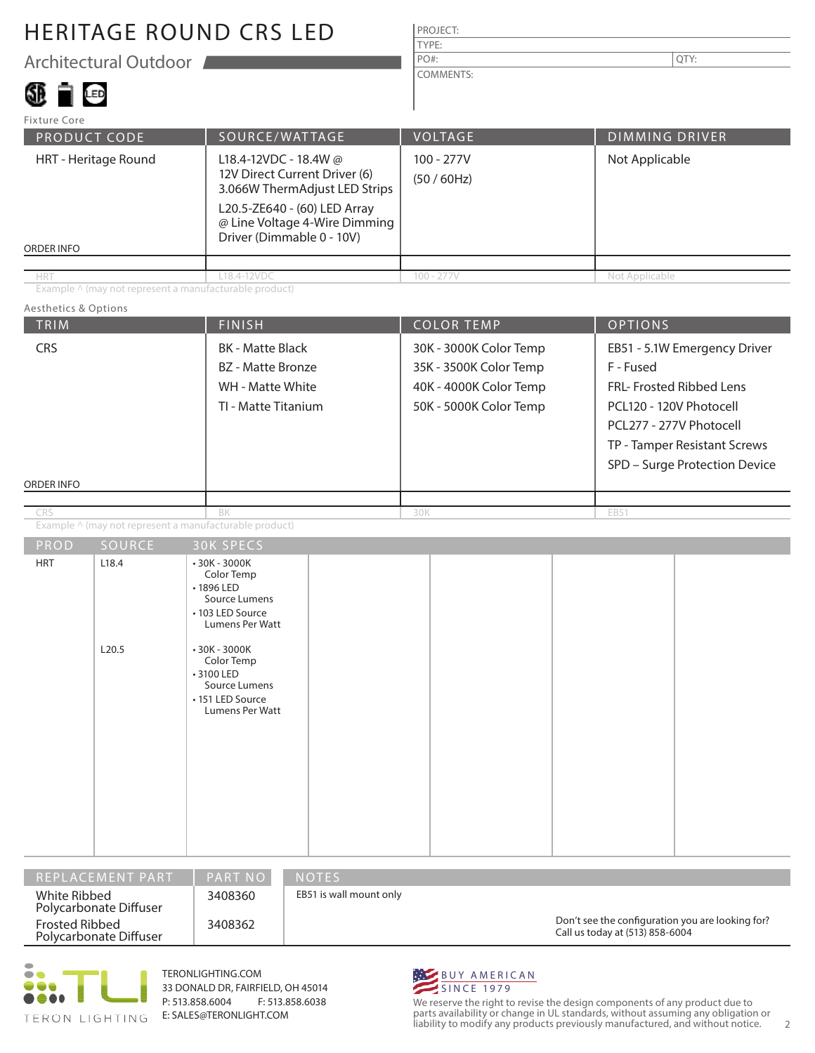# HERITAGE ROUND CRS LED

## Architectual Outdoor

| PROJECT: | |
|---|---|
| TYPE: | |
| PO#: | QTY: |
| COMMENTS: | |

### Fixture Core

| PRODUCT CODE | SOURCE/WATTAGE | VOLTAGE | DIMMING DRIVER |
|---|---|---|---|
| HRT - Heritage Round | L18.4-12VDC - 18.4W @ 12V Direct Current Driver (6) 3.066W ThermAdjust LED Strips<br>L20.5-ZE640 - (60) LED Array @ Line Voltage 4-Wire Dimming Driver (Dimmable 0 - 10V) | 100 - 277V<br>(50 / 60Hz) | Not Applicable |
| ORDER INFO | | | |
| HRT | L18.4-12VDC | 100 - 277V | Not Applicable |

Example ^ (may not represent a manufacturable product)

### Aesthetics & Options

| TRIM | FINISH | COLOR TEMP | OPTIONS |
|---|---|---|---|
| CRS | BK - Matte Black<br>BZ - Matte Bronze<br>WH - Matte White<br>TI - Matte Titanium | 30K - 3000K Color Temp<br>35K - 3500K Color Temp<br>40K - 4000K Color Temp<br>50K - 5000K Color Temp | EB51 - 5.1W Emergency Driver<br>F - Fused<br>FRL- Frosted Ribbed Lens<br>PCL120 - 120V Photocell<br>PCL277 - 277V Photocell<br>TP - Tamper Resistant Screws<br>SPD – Surge Protection Device |
| ORDER INFO | | | |
| CRS | BK | 30K | EB51 |

Example ^ (may not represent a manufacturable product)

| PROD | SOURCE | 30K SPECS |
|---|---|---|
| HRT | L18.4 | • 30K - 3000K Color Temp<br>• 1896 LED Source Lumens<br>• 103 LED Source Lumens Per Watt |
| | L20.5 | • 30K - 3000K Color Temp<br>• 3100 LED Source Lumens<br>• 151 LED Source Lumens Per Watt |

| REPLACEMENT PART | PART NO |
|---|---|
| White Ribbed Polycarbonate Diffuser | 3408360 |
| Frosted Ribbed Polycarbonate Diffuser | 3408362 |

**NOTES**

EB51 is wall mount only

Don't see the configuration you are looking for? Call us today at (513) 858-6004

TERON LIGHTING

TERONLIGHTING.COM
33 DONALD DR, FAIRFIELD, OH 45014
P: 513.858.6004 F: 513.858.6038
E: SALES@TERONLIGHT.COM

BUY AMERICAN SINCE 1979

We reserve the right to revise the design components of any product due to parts availability or change in UL standards, without assuming any obligation or liability to modify any products previously manufactured, and without notice.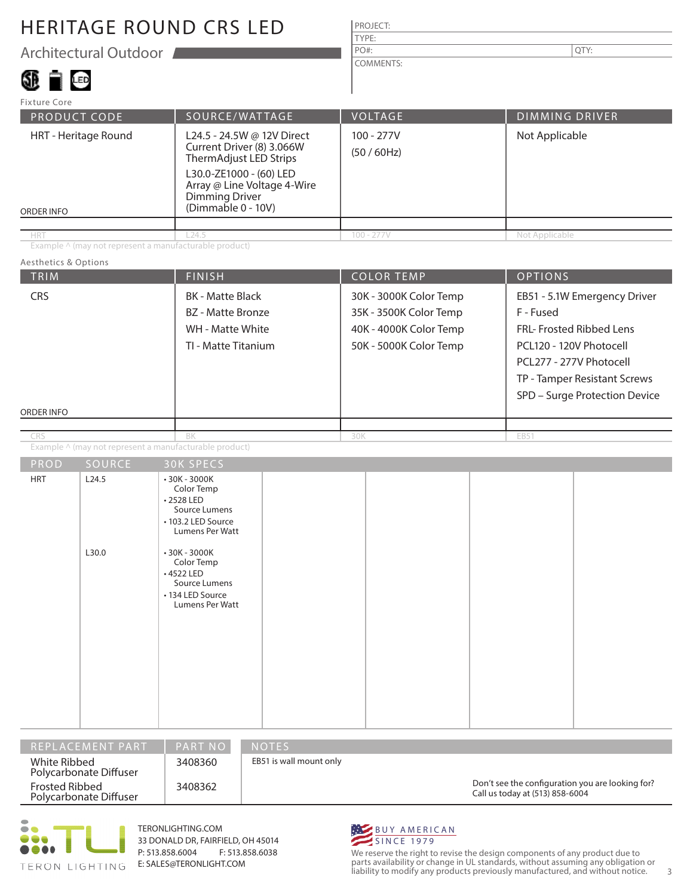# HERITAGE ROUND CRS LED

## Architectural Outdoor

| PROJECT: | |
|---|---|
| TYPE: | |
| PO#: | QTY: |
| COMMENTS: | |

### Fixture Core

| PRODUCT CODE | SOURCE/WATTAGE | VOLTAGE | DIMMING DRIVER |
|---|---|---|---|
| HRT - Heritage Round | L24.5 - 24.5W @ 12V Direct Current Driver (8) 3.066W ThermAdjust LED Strips<br>L30.0-ZE1000 - (60) LED Array @ Line Voltage 4-Wire Dimming Driver (Dimmable 0 - 10V) | 100 - 277V<br>(50 / 60Hz) | Not Applicable |
| ORDER INFO | | | |
| HRT | L24.5 | 100 - 277V | Not Applicable |

Example ^ (may not represent a manufacturable product)

### Aesthetics & Options

| TRIM | FINISH | COLOR TEMP | OPTIONS |
|---|---|---|---|
| CRS | BK - Matte Black<br>BZ - Matte Bronze<br>WH - Matte White<br>TI - Matte Titanium | 30K - 3000K Color Temp<br>35K - 3500K Color Temp<br>40K - 4000K Color Temp<br>50K - 5000K Color Temp | EB51 - 5.1W Emergency Driver<br>F - Fused<br>FRL- Frosted Ribbed Lens<br>PCL120 - 120V Photocell<br>PCL277 - 277V Photocell<br>TP - Tamper Resistant Screws<br>SPD – Surge Protection Device |
| ORDER INFO | | | |
| CRS | BK | 30K | EB51 |

Example ^ (may not represent a manufacturable product)

| PROD | SOURCE | 30K SPECS |
|---|---|---|
| HRT | L24.5 | • 30K - 3000K Color Temp<br>• 2528 LED Source Lumens<br>• 103.2 LED Source Lumens Per Watt |
| | L30.0 | • 30K - 3000K Color Temp<br>• 4522 LED Source Lumens<br>• 134 LED Source Lumens Per Watt |

| REPLACEMENT PART | PART NO |
|---|---|
| White Ribbed Polycarbonate Diffuser | 3408360 |
| Frosted Ribbed Polycarbonate Diffuser | 3408362 |

**NOTES**

EB51 is wall mount only

Don't see the configuration you are looking for? Call us today at (513) 858-6004

TERON LIGHTING

TERONLIGHTING.COM
33 DONALD DR, FAIRFIELD, OH 45014
P: 513.858.6004 F: 513.858.6038
E: SALES@TERONLIGHT.COM

BUY AMERICAN SINCE 1979

We reserve the right to revise the design components of any product due to parts availability or change in UL standards, without assuming any obligation or liability to modify any products previously manufactured, and without notice.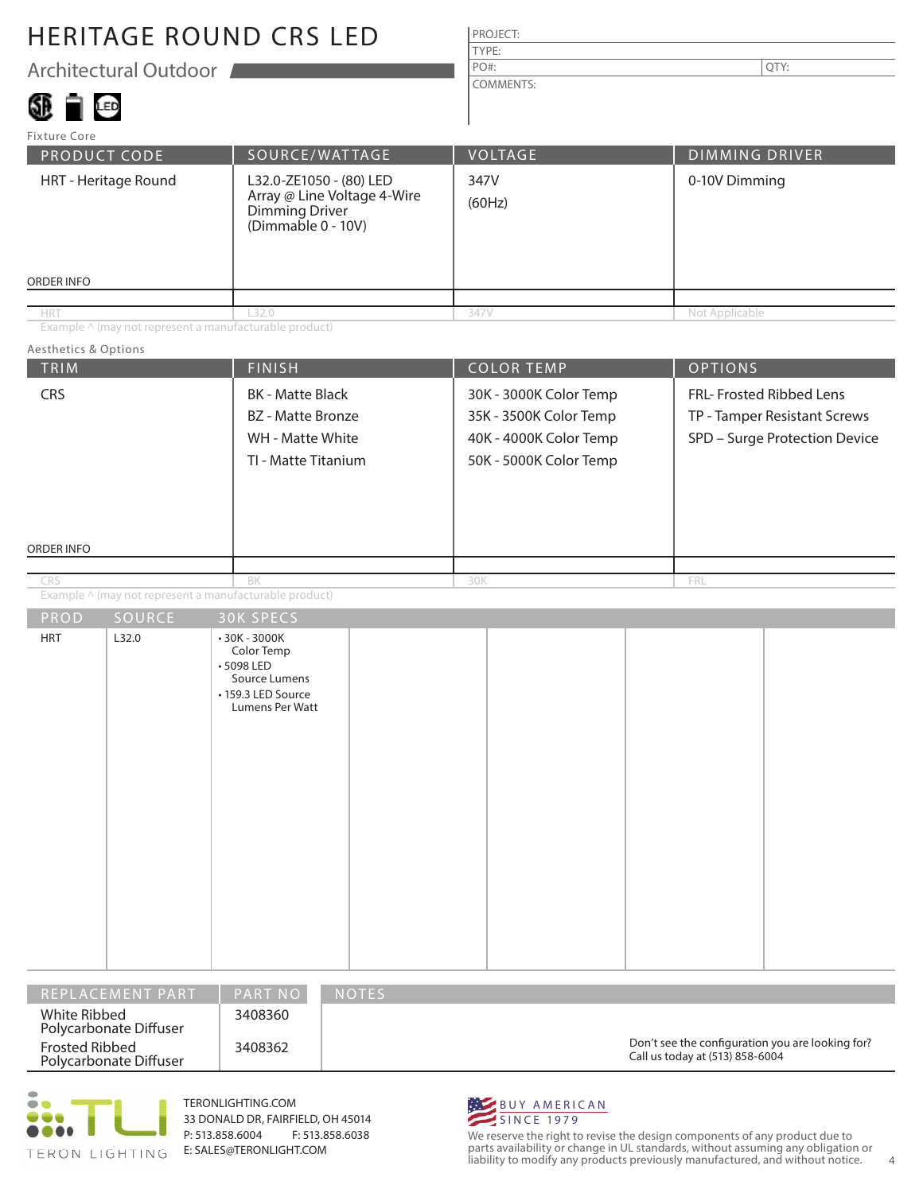# HERITAGE ROUND CRS LED

## Architectural Outdoor

| PROJECT: | |
|---|---|
| TYPE: | |
| PO#: | QTY: |
| COMMENTS: | |

Fixture Core

| PRODUCT CODE | SOURCE/WATTAGE | VOLTAGE | DIMMING DRIVER |
|---|---|---|---|
| HRT - Heritage Round | L32.0-ZE1050 - (80) LED Array @ Line Voltage 4-Wire Dimming Driver (Dimmable 0 - 10V) | 347V (60Hz) | 0-10V Dimming |
| ORDER INFO | | | |
| HRT | L32.0 | 347V | Not Applicable |

Example ^ (may not represent a manufacturable product)

Aesthetics & Options

| TRIM | FINISH | COLOR TEMP | OPTIONS |
|---|---|---|---|
| CRS | BK - Matte Black<br>BZ - Matte Bronze<br>WH - Matte White<br>TI - Matte Titanium | 30K - 3000K Color Temp<br>35K - 3500K Color Temp<br>40K - 4000K Color Temp<br>50K - 5000K Color Temp | FRL- Frosted Ribbed Lens<br>TP - Tamper Resistant Screws<br>SPD – Surge Protection Device |
| ORDER INFO | | | |
| CRS | BK | 30K | FRL |

Example ^ (may not represent a manufacturable product)

| PROD | SOURCE | 30K SPECS |
|---|---|---|
| HRT | L32.0 | • 30K - 3000K Color Temp<br>• 5098 LED Source Lumens<br>• 159.3 LED Source Lumens Per Watt |

| REPLACEMENT PART | PART NO | NOTES |
|---|---|---|
| White Ribbed Polycarbonate Diffuser | 3408360 | |
| Frosted Ribbed Polycarbonate Diffuser | 3408362 | Don't see the configuration you are looking for? Call us today at (513) 858-6004 |

TERON LIGHTING

TERONLIGHTING.COM
33 DONALD DR, FAIRFIELD, OH 45014
P: 513.858.6004 F: 513.858.6038
E: SALES@TERONLIGHT.COM

BUY AMERICAN SINCE 1979

We reserve the right to revise the design components of any product due to parts availability or change in UL standards, without assuming any obligation or liability to modify any products previously manufactured, and without notice.